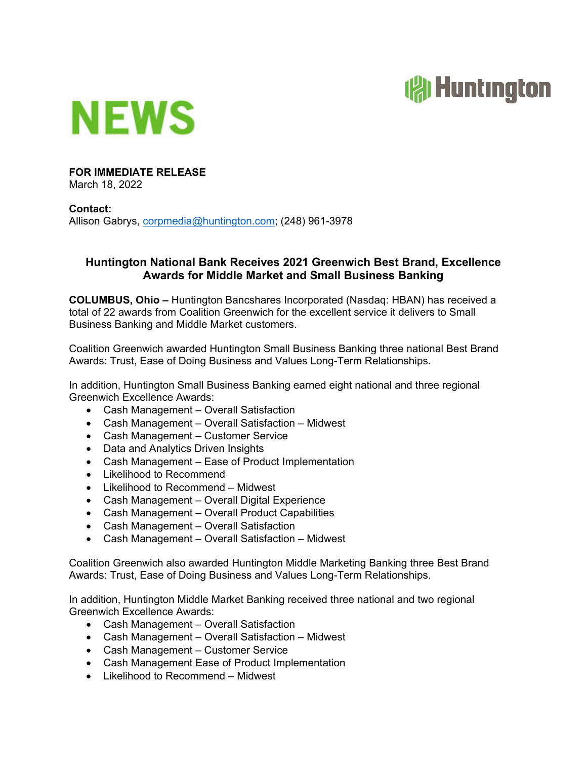# NEWS

**FOR IMMEDIATE RELEASE**
March 18, 2022

**Contact:**
Allison Gabrys, corpmedia@huntington.com; (248) 961-3978

## Huntington National Bank Receives 2021 Greenwich Best Brand, Excellence Awards for Middle Market and Small Business Banking

**COLUMBUS, Ohio –** Huntington Bancshares Incorporated (Nasdaq: HBAN) has received a total of 22 awards from Coalition Greenwich for the excellent service it delivers to Small Business Banking and Middle Market customers.

Coalition Greenwich awarded Huntington Small Business Banking three national Best Brand Awards: Trust, Ease of Doing Business and Values Long-Term Relationships.

In addition, Huntington Small Business Banking earned eight national and three regional Greenwich Excellence Awards:

- Cash Management – Overall Satisfaction
- Cash Management – Overall Satisfaction – Midwest
- Cash Management – Customer Service
- Data and Analytics Driven Insights
- Cash Management – Ease of Product Implementation
- Likelihood to Recommend
- Likelihood to Recommend – Midwest
- Cash Management – Overall Digital Experience
- Cash Management – Overall Product Capabilities
- Cash Management – Overall Satisfaction
- Cash Management – Overall Satisfaction – Midwest

Coalition Greenwich also awarded Huntington Middle Marketing Banking three Best Brand Awards: Trust, Ease of Doing Business and Values Long-Term Relationships.

In addition, Huntington Middle Market Banking received three national and two regional Greenwich Excellence Awards:

- Cash Management – Overall Satisfaction
- Cash Management – Overall Satisfaction – Midwest
- Cash Management – Customer Service
- Cash Management Ease of Product Implementation
- Likelihood to Recommend – Midwest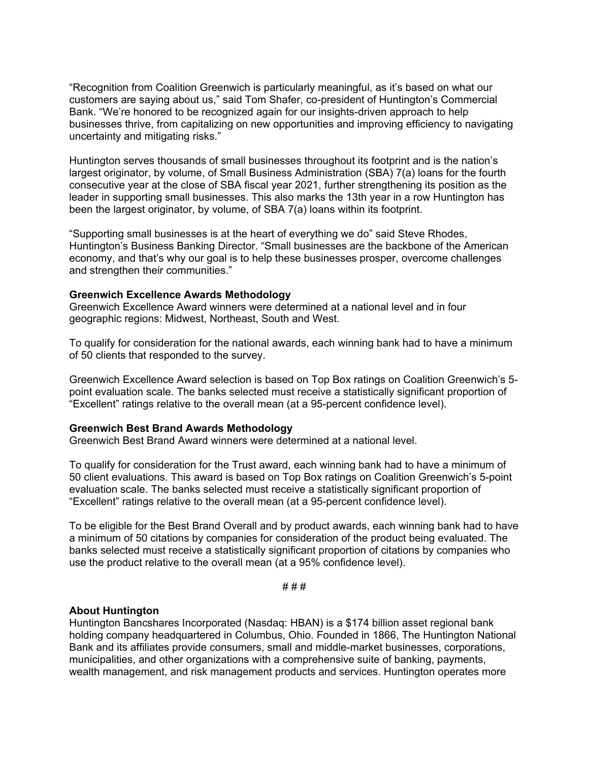"Recognition from Coalition Greenwich is particularly meaningful, as it's based on what our customers are saying about us," said Tom Shafer, co-president of Huntington's Commercial Bank. "We're honored to be recognized again for our insights-driven approach to help businesses thrive, from capitalizing on new opportunities and improving efficiency to navigating uncertainty and mitigating risks."

Huntington serves thousands of small businesses throughout its footprint and is the nation's largest originator, by volume, of Small Business Administration (SBA) 7(a) loans for the fourth consecutive year at the close of SBA fiscal year 2021, further strengthening its position as the leader in supporting small businesses. This also marks the 13th year in a row Huntington has been the largest originator, by volume, of SBA 7(a) loans within its footprint.

"Supporting small businesses is at the heart of everything we do" said Steve Rhodes, Huntington's Business Banking Director. "Small businesses are the backbone of the American economy, and that's why our goal is to help these businesses prosper, overcome challenges and strengthen their communities."

**Greenwich Excellence Awards Methodology**
Greenwich Excellence Award winners were determined at a national level and in four geographic regions: Midwest, Northeast, South and West.

To qualify for consideration for the national awards, each winning bank had to have a minimum of 50 clients that responded to the survey.

Greenwich Excellence Award selection is based on Top Box ratings on Coalition Greenwich's 5-point evaluation scale. The banks selected must receive a statistically significant proportion of "Excellent" ratings relative to the overall mean (at a 95-percent confidence level).

**Greenwich Best Brand Awards Methodology**
Greenwich Best Brand Award winners were determined at a national level.

To qualify for consideration for the Trust award, each winning bank had to have a minimum of 50 client evaluations. This award is based on Top Box ratings on Coalition Greenwich's 5-point evaluation scale. The banks selected must receive a statistically significant proportion of "Excellent" ratings relative to the overall mean (at a 95-percent confidence level).

To be eligible for the Best Brand Overall and by product awards, each winning bank had to have a minimum of 50 citations by companies for consideration of the product being evaluated. The banks selected must receive a statistically significant proportion of citations by companies who use the product relative to the overall mean (at a 95% confidence level).

# # #

**About Huntington**
Huntington Bancshares Incorporated (Nasdaq: HBAN) is a $174 billion asset regional bank holding company headquartered in Columbus, Ohio. Founded in 1866, The Huntington National Bank and its affiliates provide consumers, small and middle-market businesses, corporations, municipalities, and other organizations with a comprehensive suite of banking, payments, wealth management, and risk management products and services. Huntington operates more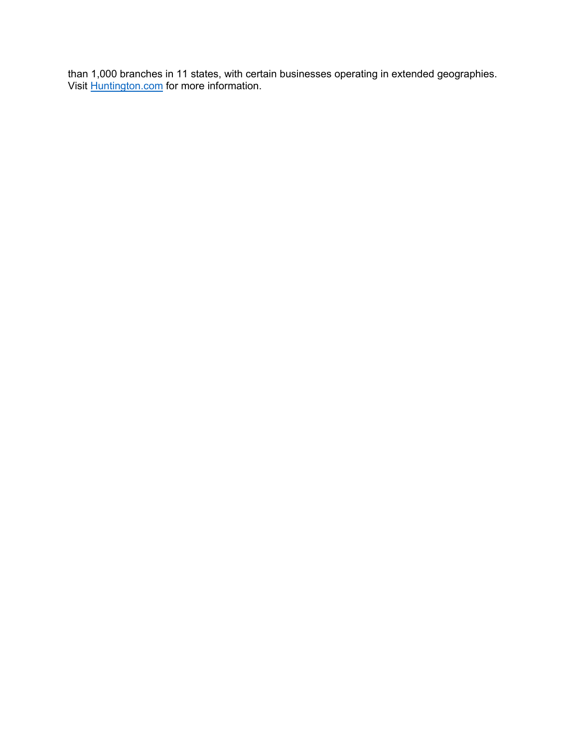than 1,000 branches in 11 states, with certain businesses operating in extended geographies. Visit [Huntington.com](https://www.huntington.com) for more information.